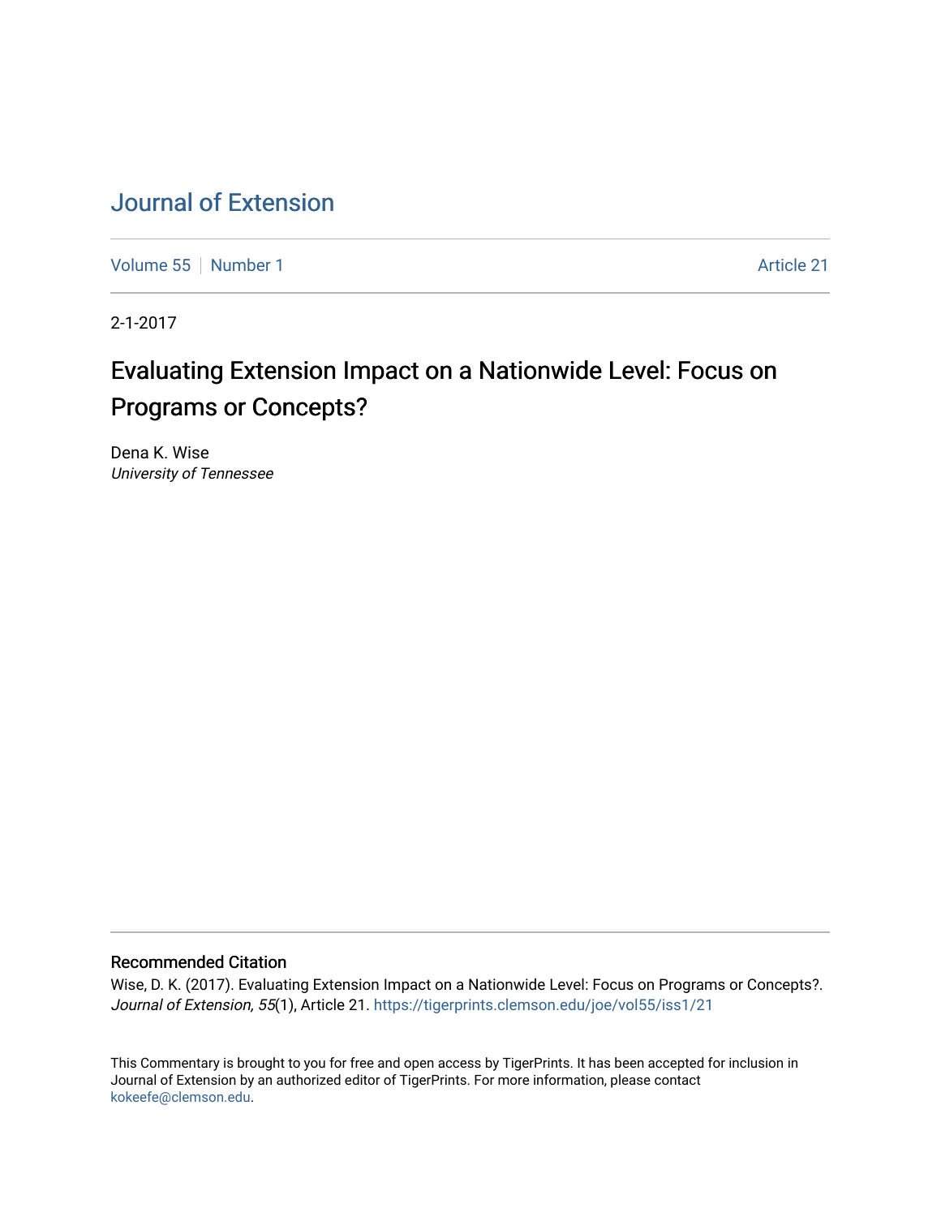# Journal of Extension

Volume 55 | Number 1 Article 21

2-1-2017

## Evaluating Extension Impact on a Nationwide Level: Focus on Programs or Concepts?

Dena K. Wise
*University of Tennessee*

### Recommended Citation

Wise, D. K. (2017). Evaluating Extension Impact on a Nationwide Level: Focus on Programs or Concepts?. *Journal of Extension, 55*(1), Article 21. https://tigerprints.clemson.edu/joe/vol55/iss1/21

This Commentary is brought to you for free and open access by TigerPrints. It has been accepted for inclusion in Journal of Extension by an authorized editor of TigerPrints. For more information, please contact kokeefe@clemson.edu.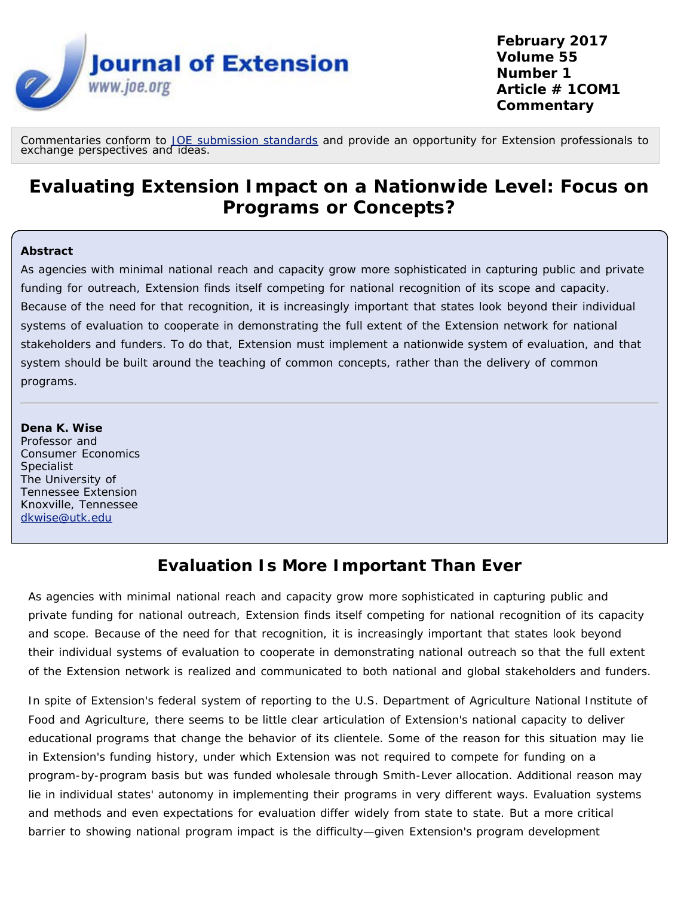Commentaries conform to JOE submission standards and provide an opportunity for Extension professionals to exchange perspectives and ideas.

# Evaluating Extension Impact on a Nationwide Level: Focus on Programs or Concepts?

**Abstract**

As agencies with minimal national reach and capacity grow more sophisticated in capturing public and private funding for outreach, Extension finds itself competing for national recognition of its scope and capacity. Because of the need for that recognition, it is increasingly important that states look beyond their individual systems of evaluation to cooperate in demonstrating the full extent of the Extension network for national stakeholders and funders. To do that, Extension must implement a nationwide system of evaluation, and that system should be built around the teaching of common concepts, rather than the delivery of common programs.

**Dena K. Wise**
Professor and
Consumer Economics
Specialist
The University of
Tennessee Extension
Knoxville, Tennessee
dkwise@utk.edu

## Evaluation Is More Important Than Ever

As agencies with minimal national reach and capacity grow more sophisticated in capturing public and private funding for national outreach, Extension finds itself competing for national recognition of its capacity and scope. Because of the need for that recognition, it is increasingly important that states look beyond their individual systems of evaluation to cooperate in demonstrating national outreach so that the full extent of the Extension network is realized and communicated to both national and global stakeholders and funders.

In spite of Extension's federal system of reporting to the U.S. Department of Agriculture National Institute of Food and Agriculture, there seems to be little clear articulation of Extension's national capacity to deliver educational programs that change the behavior of its clientele. Some of the reason for this situation may lie in Extension's funding history, under which Extension was not required to compete for funding on a program-by-program basis but was funded wholesale through Smith-Lever allocation. Additional reason may lie in individual states' autonomy in implementing their programs in very different ways. Evaluation systems and methods and even expectations for evaluation differ widely from state to state. But a more critical barrier to showing national program impact is the difficulty—given Extension's program development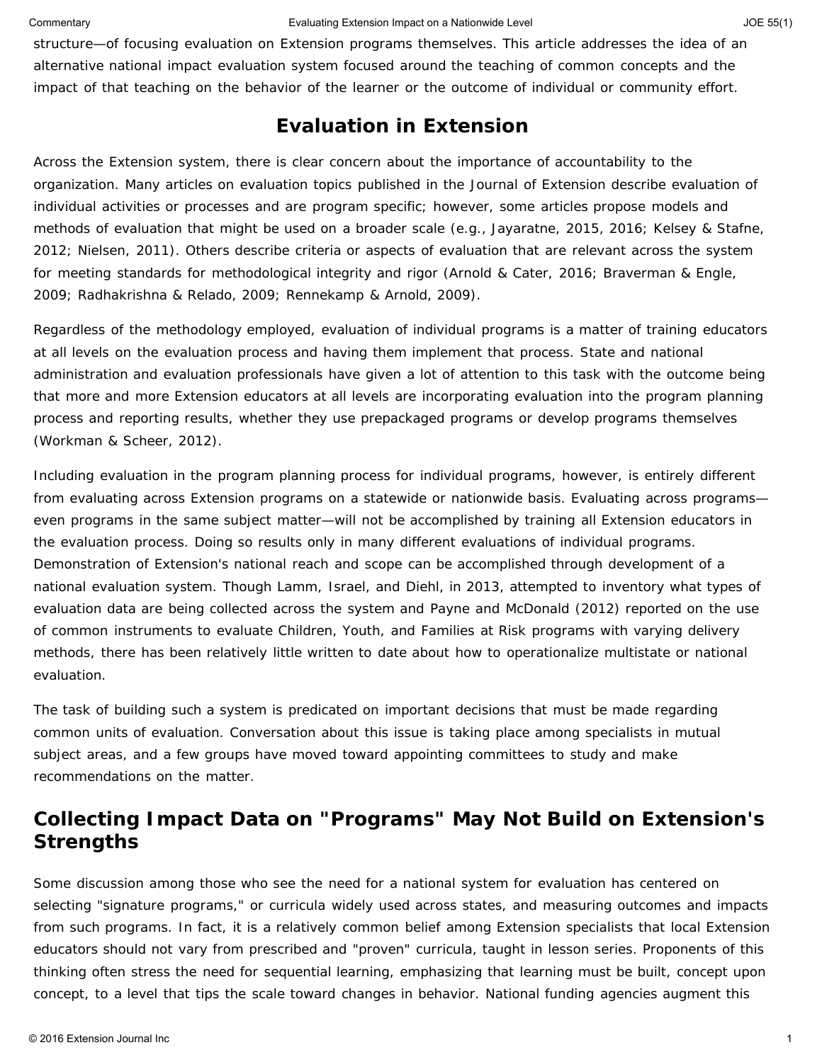structure—of focusing evaluation on Extension programs themselves. This article addresses the idea of an alternative national impact evaluation system focused around the teaching of common concepts and the impact of that teaching on the behavior of the learner or the outcome of individual or community effort.

## Evaluation in Extension

Across the Extension system, there is clear concern about the importance of accountability to the organization. Many articles on evaluation topics published in the Journal of Extension describe evaluation of individual activities or processes and are program specific; however, some articles propose models and methods of evaluation that might be used on a broader scale (e.g., Jayaratne, 2015, 2016; Kelsey & Stafne, 2012; Nielsen, 2011). Others describe criteria or aspects of evaluation that are relevant across the system for meeting standards for methodological integrity and rigor (Arnold & Cater, 2016; Braverman & Engle, 2009; Radhakrishna & Relado, 2009; Rennekamp & Arnold, 2009).

Regardless of the methodology employed, evaluation of individual programs is a matter of training educators at all levels on the evaluation process and having them implement that process. State and national administration and evaluation professionals have given a lot of attention to this task with the outcome being that more and more Extension educators at all levels are incorporating evaluation into the program planning process and reporting results, whether they use prepackaged programs or develop programs themselves (Workman & Scheer, 2012).

Including evaluation in the program planning process for individual programs, however, is entirely different from evaluating across Extension programs on a statewide or nationwide basis. Evaluating across programs—even programs in the same subject matter—will not be accomplished by training all Extension educators in the evaluation process. Doing so results only in many different evaluations of individual programs. Demonstration of Extension's national reach and scope can be accomplished through development of a national evaluation system. Though Lamm, Israel, and Diehl, in 2013, attempted to inventory what types of evaluation data are being collected across the system and Payne and McDonald (2012) reported on the use of common instruments to evaluate Children, Youth, and Families at Risk programs with varying delivery methods, there has been relatively little written to date about how to operationalize multistate or national evaluation.

The task of building such a system is predicated on important decisions that must be made regarding common units of evaluation. Conversation about this issue is taking place among specialists in mutual subject areas, and a few groups have moved toward appointing committees to study and make recommendations on the matter.

## Collecting Impact Data on "Programs" May Not Build on Extension's Strengths

Some discussion among those who see the need for a national system for evaluation has centered on selecting "signature programs," or curricula widely used across states, and measuring outcomes and impacts from such programs. In fact, it is a relatively common belief among Extension specialists that local Extension educators should not vary from prescribed and "proven" curricula, taught in lesson series. Proponents of this thinking often stress the need for sequential learning, emphasizing that learning must be built, concept upon concept, to a level that tips the scale toward changes in behavior. National funding agencies augment this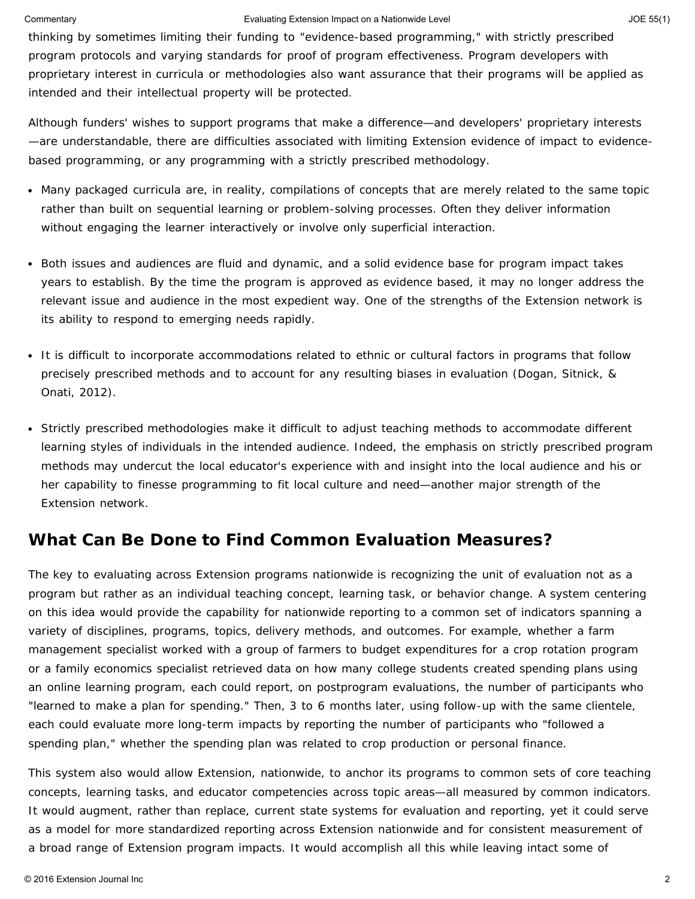thinking by sometimes limiting their funding to "evidence-based programming," with strictly prescribed program protocols and varying standards for proof of program effectiveness. Program developers with proprietary interest in curricula or methodologies also want assurance that their programs will be applied as intended and their intellectual property will be protected.

Although funders' wishes to support programs that make a difference—and developers' proprietary interests—are understandable, there are difficulties associated with limiting Extension evidence of impact to evidence-based programming, or any programming with a strictly prescribed methodology.

- Many packaged curricula are, in reality, compilations of concepts that are merely related to the same topic rather than built on sequential learning or problem-solving processes. Often they deliver information without engaging the learner interactively or involve only superficial interaction.
- Both issues and audiences are fluid and dynamic, and a solid evidence base for program impact takes years to establish. By the time the program is approved as evidence based, it may no longer address the relevant issue and audience in the most expedient way. One of the strengths of the Extension network is its ability to respond to emerging needs rapidly.
- It is difficult to incorporate accommodations related to ethnic or cultural factors in programs that follow precisely prescribed methods and to account for any resulting biases in evaluation (Dogan, Sitnick, & Onati, 2012).
- Strictly prescribed methodologies make it difficult to adjust teaching methods to accommodate different learning styles of individuals in the intended audience. Indeed, the emphasis on strictly prescribed program methods may undercut the local educator's experience with and insight into the local audience and his or her capability to finesse programming to fit local culture and need—another major strength of the Extension network.

## What Can Be Done to Find Common Evaluation Measures?

The key to evaluating across Extension programs nationwide is recognizing the unit of evaluation not as a program but rather as an individual teaching concept, learning task, or behavior change. A system centering on this idea would provide the capability for nationwide reporting to a common set of indicators spanning a variety of disciplines, programs, topics, delivery methods, and outcomes. For example, whether a farm management specialist worked with a group of farmers to budget expenditures for a crop rotation program or a family economics specialist retrieved data on how many college students created spending plans using an online learning program, each could report, on postprogram evaluations, the number of participants who "learned to make a plan for spending." Then, 3 to 6 months later, using follow-up with the same clientele, each could evaluate more long-term impacts by reporting the number of participants who "followed a spending plan," whether the spending plan was related to crop production or personal finance.

This system also would allow Extension, nationwide, to anchor its programs to common sets of core teaching concepts, learning tasks, and educator competencies across topic areas—all measured by common indicators. It would augment, rather than replace, current state systems for evaluation and reporting, yet it could serve as a model for more standardized reporting across Extension nationwide and for consistent measurement of a broad range of Extension program impacts. It would accomplish all this while leaving intact some of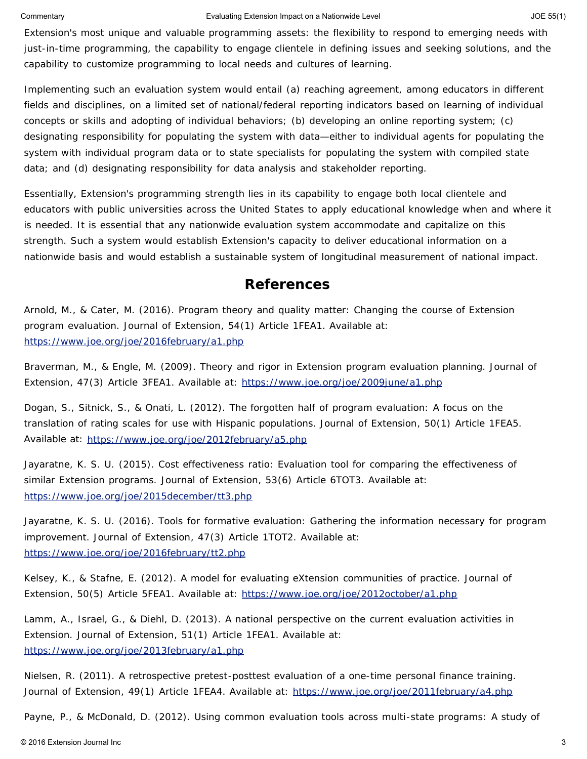Extension's most unique and valuable programming assets: the flexibility to respond to emerging needs with just-in-time programming, the capability to engage clientele in defining issues and seeking solutions, and the capability to customize programming to local needs and cultures of learning.

Implementing such an evaluation system would entail (a) reaching agreement, among educators in different fields and disciplines, on a limited set of national/federal reporting indicators based on learning of individual concepts or skills and adopting of individual behaviors; (b) developing an online reporting system; (c) designating responsibility for populating the system with data—either to individual agents for populating the system with individual program data or to state specialists for populating the system with compiled state data; and (d) designating responsibility for data analysis and stakeholder reporting.

Essentially, Extension's programming strength lies in its capability to engage both local clientele and educators with public universities across the United States to apply educational knowledge when and where it is needed. It is essential that any nationwide evaluation system accommodate and capitalize on this strength. Such a system would establish Extension's capacity to deliver educational information on a nationwide basis and would establish a sustainable system of longitudinal measurement of national impact.

## References

Arnold, M., & Cater, M. (2016). Program theory and quality matter: Changing the course of Extension program evaluation. Journal of Extension, 54(1) Article 1FEA1. Available at: https://www.joe.org/joe/2016february/a1.php

Braverman, M., & Engle, M. (2009). Theory and rigor in Extension program evaluation planning. Journal of Extension, 47(3) Article 3FEA1. Available at: https://www.joe.org/joe/2009june/a1.php

Dogan, S., Sitnick, S., & Onati, L. (2012). The forgotten half of program evaluation: A focus on the translation of rating scales for use with Hispanic populations. Journal of Extension, 50(1) Article 1FEA5. Available at: https://www.joe.org/joe/2012february/a5.php

Jayaratne, K. S. U. (2015). Cost effectiveness ratio: Evaluation tool for comparing the effectiveness of similar Extension programs. Journal of Extension, 53(6) Article 6TOT3. Available at: https://www.joe.org/joe/2015december/tt3.php

Jayaratne, K. S. U. (2016). Tools for formative evaluation: Gathering the information necessary for program improvement. Journal of Extension, 47(3) Article 1TOT2. Available at: https://www.joe.org/joe/2016february/tt2.php

Kelsey, K., & Stafne, E. (2012). A model for evaluating eXtension communities of practice. Journal of Extension, 50(5) Article 5FEA1. Available at: https://www.joe.org/joe/2012october/a1.php

Lamm, A., Israel, G., & Diehl, D. (2013). A national perspective on the current evaluation activities in Extension. Journal of Extension, 51(1) Article 1FEA1. Available at: https://www.joe.org/joe/2013february/a1.php

Nielsen, R. (2011). A retrospective pretest-posttest evaluation of a one-time personal finance training. Journal of Extension, 49(1) Article 1FEA4. Available at: https://www.joe.org/joe/2011february/a4.php

Payne, P., & McDonald, D. (2012). Using common evaluation tools across multi-state programs: A study of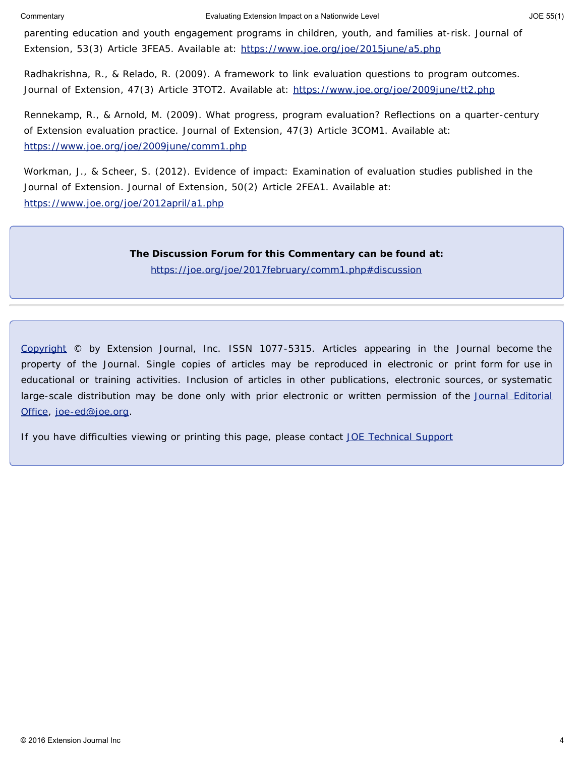parenting education and youth engagement programs in children, youth, and families at-risk. Journal of Extension, 53(3) Article 3FEA5. Available at: https://www.joe.org/joe/2015june/a5.php

Radhakrishna, R., & Relado, R. (2009). A framework to link evaluation questions to program outcomes. Journal of Extension, 47(3) Article 3TOT2. Available at: https://www.joe.org/joe/2009june/tt2.php

Rennekamp, R., & Arnold, M. (2009). What progress, program evaluation? Reflections on a quarter-century of Extension evaluation practice. Journal of Extension, 47(3) Article 3COM1. Available at: https://www.joe.org/joe/2009june/comm1.php

Workman, J., & Scheer, S. (2012). Evidence of impact: Examination of evaluation studies published in the Journal of Extension. Journal of Extension, 50(2) Article 2FEA1. Available at: https://www.joe.org/joe/2012april/a1.php

**The Discussion Forum for this Commentary can be found at:**

https://joe.org/joe/2017february/comm1.php#discussion

---

Copyright © by Extension Journal, Inc. ISSN 1077-5315. Articles appearing in the Journal become the property of the Journal. Single copies of articles may be reproduced in electronic or print form for use in educational or training activities. Inclusion of articles in other publications, electronic sources, or systematic large-scale distribution may be done only with prior electronic or written permission of the Journal Editorial Office, joe-ed@joe.org.

If you have difficulties viewing or printing this page, please contact JOE Technical Support